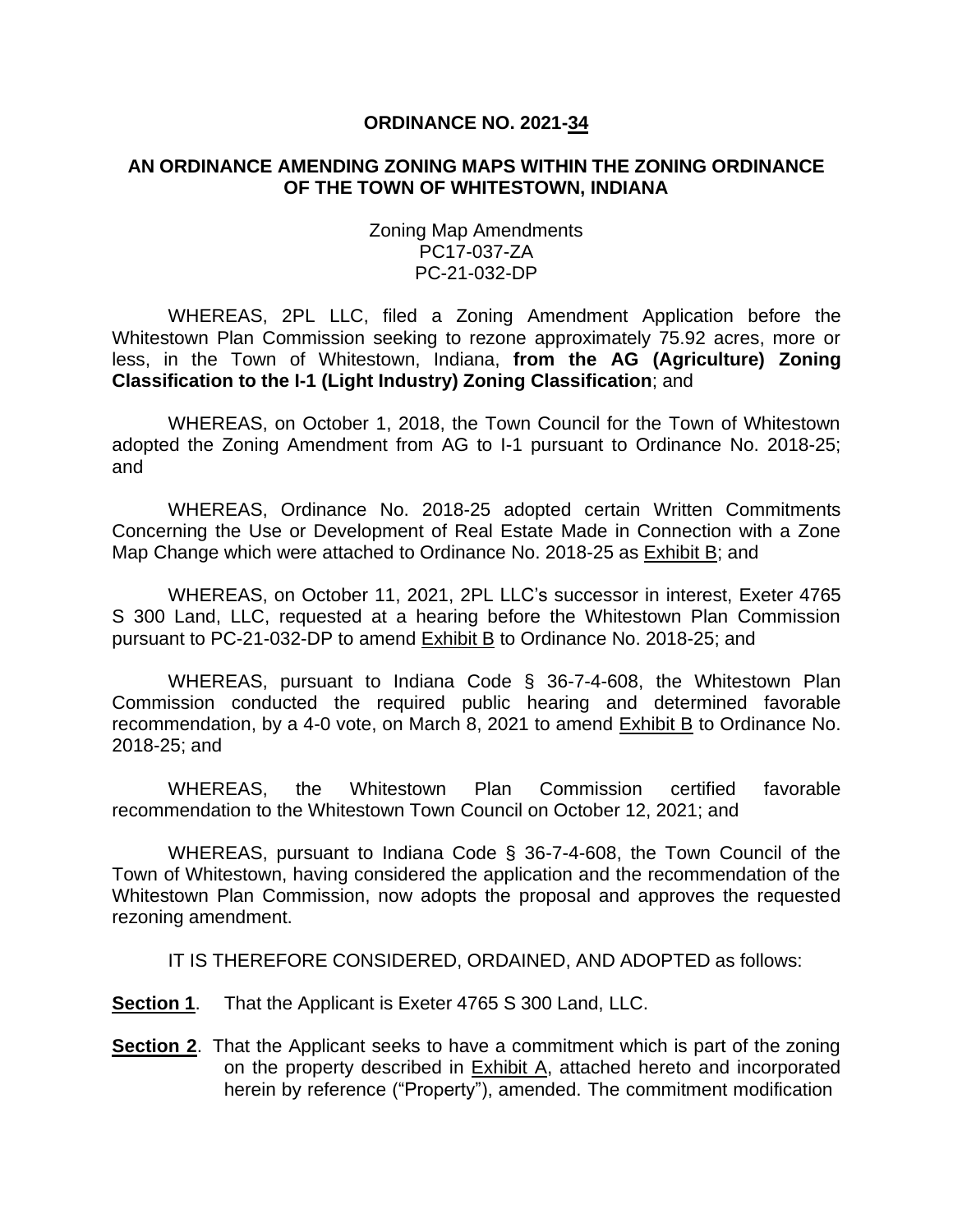**ORDINANCE NO. 2021-34**

**AN ORDINANCE AMENDING ZONING MAPS WITHIN THE ZONING ORDINANCE OF THE TOWN OF WHITESTOWN, INDIANA**

Zoning Map Amendments
PC17-037-ZA
PC-21-032-DP

WHEREAS, 2PL LLC, filed a Zoning Amendment Application before the Whitestown Plan Commission seeking to rezone approximately 75.92 acres, more or less, in the Town of Whitestown, Indiana, **from the AG (Agriculture) Zoning Classification to the I-1 (Light Industry) Zoning Classification**; and

WHEREAS, on October 1, 2018, the Town Council for the Town of Whitestown adopted the Zoning Amendment from AG to I-1 pursuant to Ordinance No. 2018-25; and

WHEREAS, Ordinance No. 2018-25 adopted certain Written Commitments Concerning the Use or Development of Real Estate Made in Connection with a Zone Map Change which were attached to Ordinance No. 2018-25 as Exhibit B; and

WHEREAS, on October 11, 2021, 2PL LLC's successor in interest, Exeter 4765 S 300 Land, LLC, requested at a hearing before the Whitestown Plan Commission pursuant to PC-21-032-DP to amend Exhibit B to Ordinance No. 2018-25; and

WHEREAS, pursuant to Indiana Code § 36-7-4-608, the Whitestown Plan Commission conducted the required public hearing and determined favorable recommendation, by a 4-0 vote, on March 8, 2021 to amend Exhibit B to Ordinance No. 2018-25; and

WHEREAS, the Whitestown Plan Commission certified favorable recommendation to the Whitestown Town Council on October 12, 2021; and

WHEREAS, pursuant to Indiana Code § 36-7-4-608, the Town Council of the Town of Whitestown, having considered the application and the recommendation of the Whitestown Plan Commission, now adopts the proposal and approves the requested rezoning amendment.

IT IS THEREFORE CONSIDERED, ORDAINED, AND ADOPTED as follows:

**Section 1**. That the Applicant is Exeter 4765 S 300 Land, LLC.

**Section 2**. That the Applicant seeks to have a commitment which is part of the zoning on the property described in Exhibit A, attached hereto and incorporated herein by reference ("Property"), amended. The commitment modification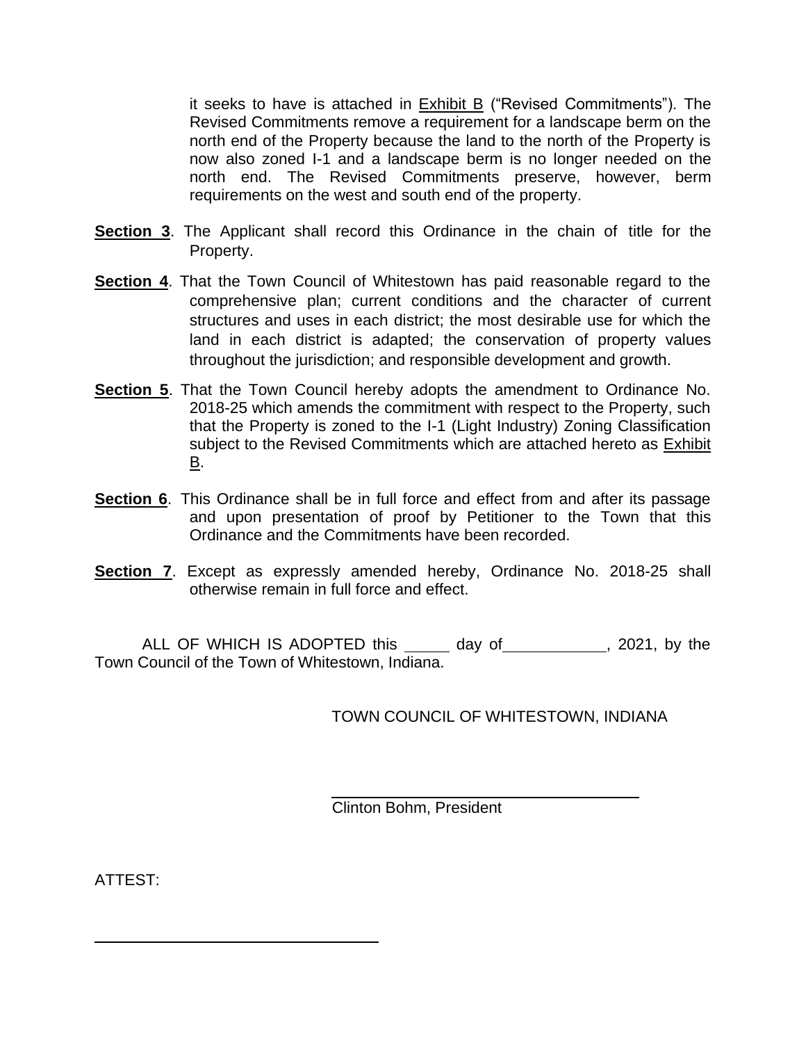it seeks to have is attached in Exhibit B ("Revised Commitments"). The Revised Commitments remove a requirement for a landscape berm on the north end of the Property because the land to the north of the Property is now also zoned I-1 and a landscape berm is no longer needed on the north end. The Revised Commitments preserve, however, berm requirements on the west and south end of the property.

**Section 3**. The Applicant shall record this Ordinance in the chain of title for the Property.

**Section 4**. That the Town Council of Whitestown has paid reasonable regard to the comprehensive plan; current conditions and the character of current structures and uses in each district; the most desirable use for which the land in each district is adapted; the conservation of property values throughout the jurisdiction; and responsible development and growth.

**Section 5**. That the Town Council hereby adopts the amendment to Ordinance No. 2018-25 which amends the commitment with respect to the Property, such that the Property is zoned to the I-1 (Light Industry) Zoning Classification subject to the Revised Commitments which are attached hereto as Exhibit B.

**Section 6**. This Ordinance shall be in full force and effect from and after its passage and upon presentation of proof by Petitioner to the Town that this Ordinance and the Commitments have been recorded.

**Section 7**. Except as expressly amended hereby, Ordinance No. 2018-25 shall otherwise remain in full force and effect.

ALL OF WHICH IS ADOPTED this _____ day of____________, 2021, by the Town Council of the Town of Whitestown, Indiana.

TOWN COUNCIL OF WHITESTOWN, INDIANA

_________________________________

Clinton Bohm, President

ATTEST:

_________________________________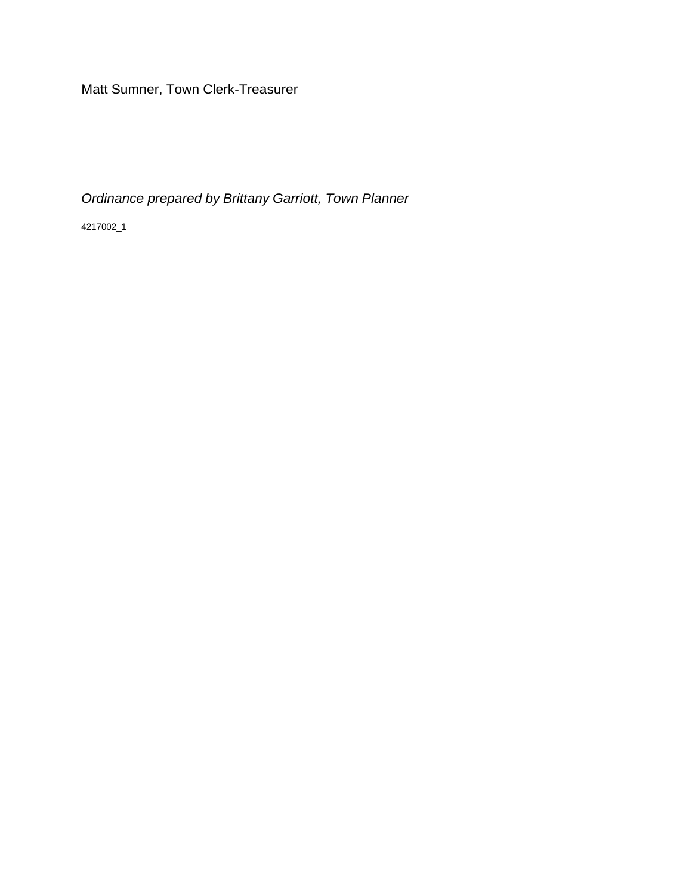Matt Sumner, Town Clerk-Treasurer

*Ordinance prepared by Brittany Garriott, Town Planner*

4217002_1